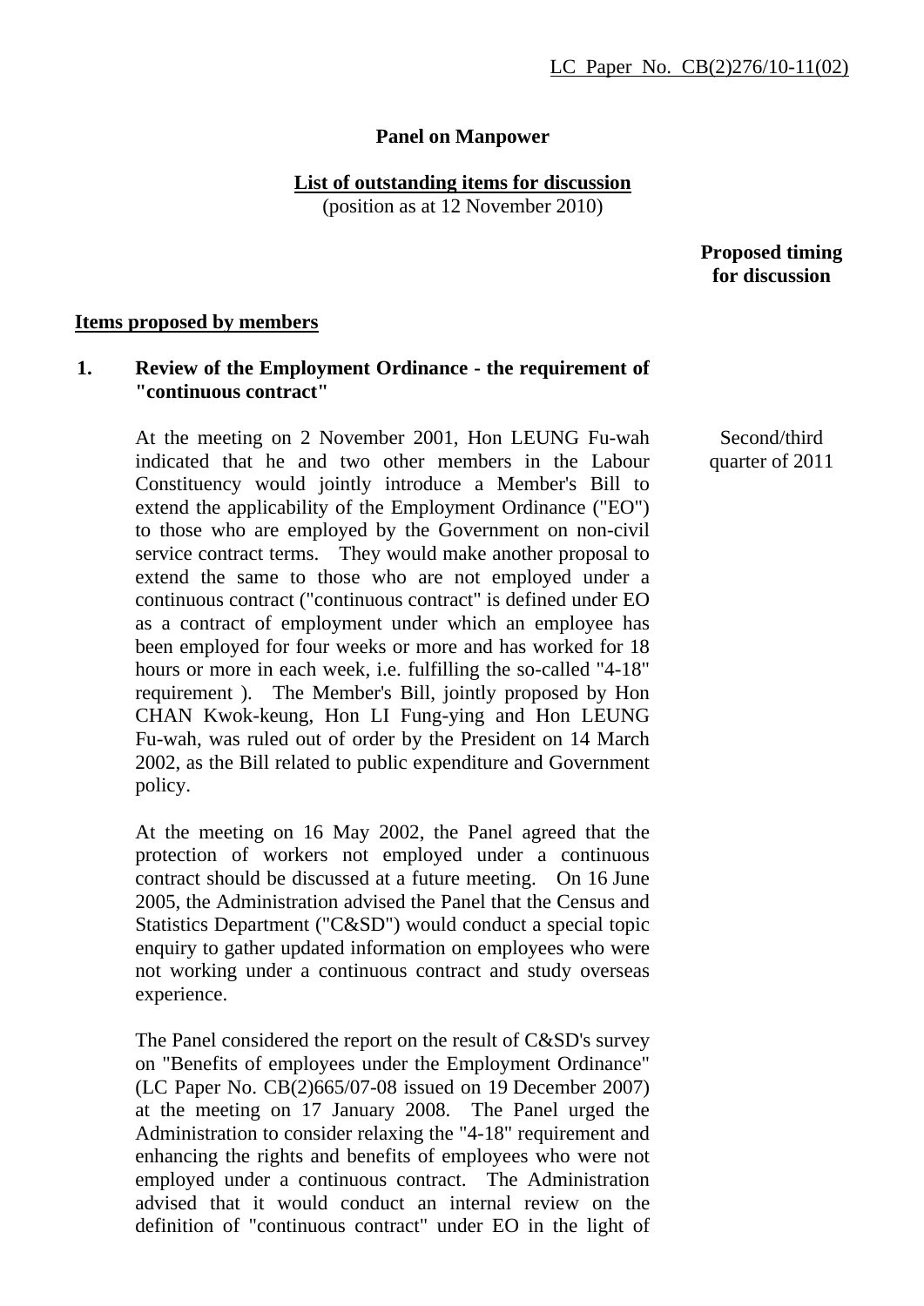LC Paper No. CB(2)276/10-11(02)

**Panel on Manpower**

**List of outstanding items for discussion**
(position as at 12 November 2010)

**Proposed timing for discussion**

**Items proposed by members**

**1. Review of the Employment Ordinance - the requirement of "continuous contract"**

*Proposed timing for discussion:* Second/third quarter of 2011

At the meeting on 2 November 2001, Hon LEUNG Fu-wah indicated that he and two other members in the Labour Constituency would jointly introduce a Member's Bill to extend the applicability of the Employment Ordinance ("EO") to those who are employed by the Government on non-civil service contract terms. They would make another proposal to extend the same to those who are not employed under a continuous contract ("continuous contract" is defined under EO as a contract of employment under which an employee has been employed for four weeks or more and has worked for 18 hours or more in each week, i.e. fulfilling the so-called "4-18" requirement ). The Member's Bill, jointly proposed by Hon CHAN Kwok-keung, Hon LI Fung-ying and Hon LEUNG Fu-wah, was ruled out of order by the President on 14 March 2002, as the Bill related to public expenditure and Government policy.

At the meeting on 16 May 2002, the Panel agreed that the protection of workers not employed under a continuous contract should be discussed at a future meeting. On 16 June 2005, the Administration advised the Panel that the Census and Statistics Department ("C&SD") would conduct a special topic enquiry to gather updated information on employees who were not working under a continuous contract and study overseas experience.

The Panel considered the report on the result of C&SD's survey on "Benefits of employees under the Employment Ordinance" (LC Paper No. CB(2)665/07-08 issued on 19 December 2007) at the meeting on 17 January 2008. The Panel urged the Administration to consider relaxing the "4-18" requirement and enhancing the rights and benefits of employees who were not employed under a continuous contract. The Administration advised that it would conduct an internal review on the definition of "continuous contract" under EO in the light of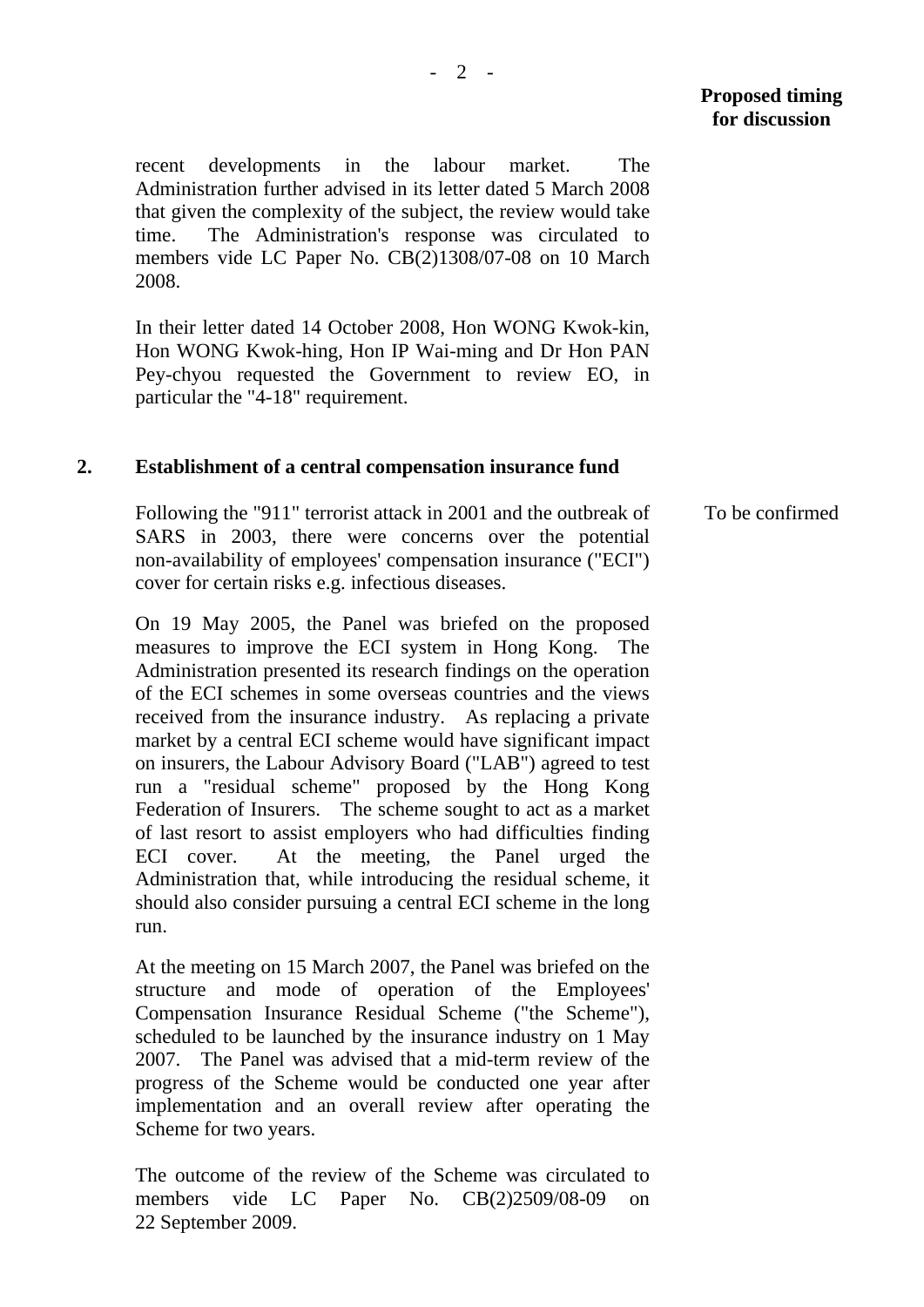**Proposed timing for discussion**

recent developments in the labour market. The Administration further advised in its letter dated 5 March 2008 that given the complexity of the subject, the review would take time. The Administration's response was circulated to members vide LC Paper No. CB(2)1308/07-08 on 10 March 2008.

In their letter dated 14 October 2008, Hon WONG Kwok-kin, Hon WONG Kwok-hing, Hon IP Wai-ming and Dr Hon PAN Pey-chyou requested the Government to review EO, in particular the "4-18" requirement.

**2. Establishment of a central compensation insurance fund**

Following the "911" terrorist attack in 2001 and the outbreak of SARS in 2003, there were concerns over the potential non-availability of employees' compensation insurance ("ECI") cover for certain risks e.g. infectious diseases. — To be confirmed

On 19 May 2005, the Panel was briefed on the proposed measures to improve the ECI system in Hong Kong. The Administration presented its research findings on the operation of the ECI schemes in some overseas countries and the views received from the insurance industry. As replacing a private market by a central ECI scheme would have significant impact on insurers, the Labour Advisory Board ("LAB") agreed to test run a "residual scheme" proposed by the Hong Kong Federation of Insurers. The scheme sought to act as a market of last resort to assist employers who had difficulties finding ECI cover. At the meeting, the Panel urged the Administration that, while introducing the residual scheme, it should also consider pursuing a central ECI scheme in the long run.

At the meeting on 15 March 2007, the Panel was briefed on the structure and mode of operation of the Employees' Compensation Insurance Residual Scheme ("the Scheme"), scheduled to be launched by the insurance industry on 1 May 2007. The Panel was advised that a mid-term review of the progress of the Scheme would be conducted one year after implementation and an overall review after operating the Scheme for two years.

The outcome of the review of the Scheme was circulated to members vide LC Paper No. CB(2)2509/08-09 on 22 September 2009.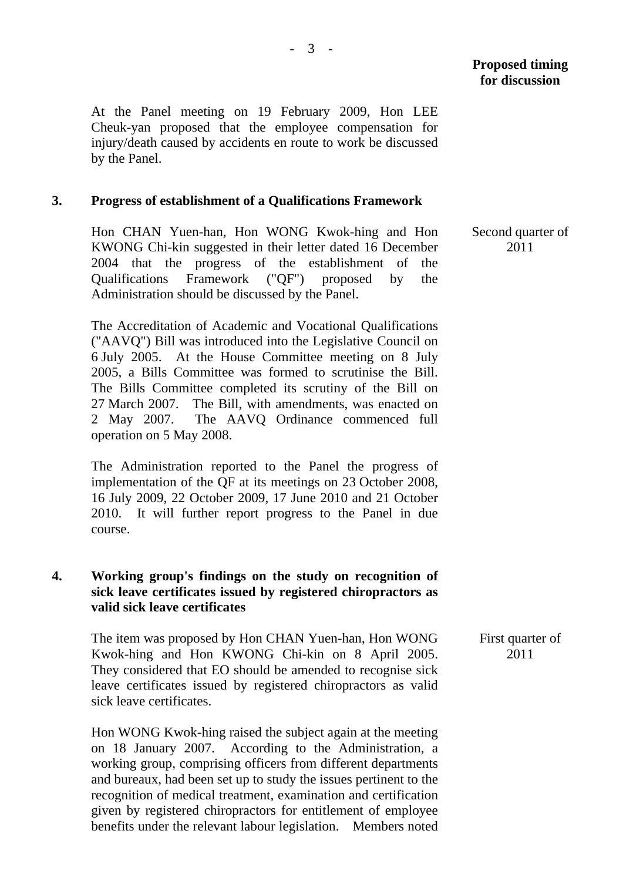**Proposed timing for discussion**

At the Panel meeting on 19 February 2009, Hon LEE Cheuk-yan proposed that the employee compensation for injury/death caused by accidents en route to work be discussed by the Panel.

**3. Progress of establishment of a Qualifications Framework**

Hon CHAN Yuen-han, Hon WONG Kwok-hing and Hon KWONG Chi-kin suggested in their letter dated 16 December 2004 that the progress of the establishment of the Qualifications Framework ("QF") proposed by the Administration should be discussed by the Panel.

*Proposed timing for discussion: Second quarter of 2011*

The Accreditation of Academic and Vocational Qualifications ("AAVQ") Bill was introduced into the Legislative Council on 6 July 2005. At the House Committee meeting on 8 July 2005, a Bills Committee was formed to scrutinise the Bill. The Bills Committee completed its scrutiny of the Bill on 27 March 2007. The Bill, with amendments, was enacted on 2 May 2007. The AAVQ Ordinance commenced full operation on 5 May 2008.

The Administration reported to the Panel the progress of implementation of the QF at its meetings on 23 October 2008, 16 July 2009, 22 October 2009, 17 June 2010 and 21 October 2010. It will further report progress to the Panel in due course.

**4. Working group's findings on the study on recognition of sick leave certificates issued by registered chiropractors as valid sick leave certificates**

The item was proposed by Hon CHAN Yuen-han, Hon WONG Kwok-hing and Hon KWONG Chi-kin on 8 April 2005. They considered that EO should be amended to recognise sick leave certificates issued by registered chiropractors as valid sick leave certificates.

*Proposed timing for discussion: First quarter of 2011*

Hon WONG Kwok-hing raised the subject again at the meeting on 18 January 2007. According to the Administration, a working group, comprising officers from different departments and bureaux, had been set up to study the issues pertinent to the recognition of medical treatment, examination and certification given by registered chiropractors for entitlement of employee benefits under the relevant labour legislation. Members noted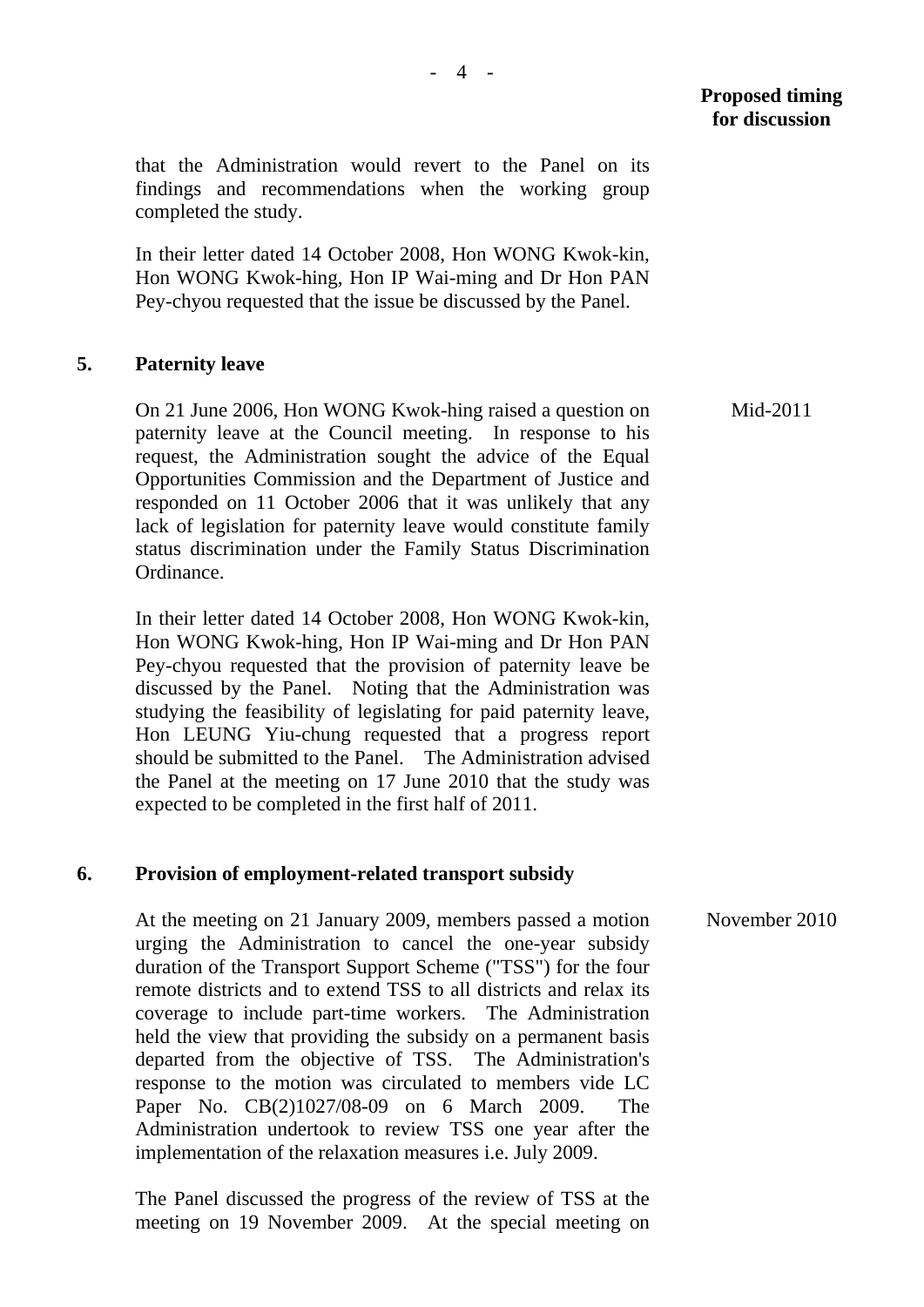**Proposed timing for discussion**

that the Administration would revert to the Panel on its findings and recommendations when the working group completed the study.

In their letter dated 14 October 2008, Hon WONG Kwok-kin, Hon WONG Kwok-hing, Hon IP Wai-ming and Dr Hon PAN Pey-chyou requested that the issue be discussed by the Panel.

**5. Paternity leave**

*Proposed timing for discussion: Mid-2011*

On 21 June 2006, Hon WONG Kwok-hing raised a question on paternity leave at the Council meeting. In response to his request, the Administration sought the advice of the Equal Opportunities Commission and the Department of Justice and responded on 11 October 2006 that it was unlikely that any lack of legislation for paternity leave would constitute family status discrimination under the Family Status Discrimination Ordinance.

In their letter dated 14 October 2008, Hon WONG Kwok-kin, Hon WONG Kwok-hing, Hon IP Wai-ming and Dr Hon PAN Pey-chyou requested that the provision of paternity leave be discussed by the Panel. Noting that the Administration was studying the feasibility of legislating for paid paternity leave, Hon LEUNG Yiu-chung requested that a progress report should be submitted to the Panel. The Administration advised the Panel at the meeting on 17 June 2010 that the study was expected to be completed in the first half of 2011.

**6. Provision of employment-related transport subsidy**

*Proposed timing for discussion: November 2010*

At the meeting on 21 January 2009, members passed a motion urging the Administration to cancel the one-year subsidy duration of the Transport Support Scheme ("TSS") for the four remote districts and to extend TSS to all districts and relax its coverage to include part-time workers. The Administration held the view that providing the subsidy on a permanent basis departed from the objective of TSS. The Administration's response to the motion was circulated to members vide LC Paper No. CB(2)1027/08-09 on 6 March 2009. The Administration undertook to review TSS one year after the implementation of the relaxation measures i.e. July 2009.

The Panel discussed the progress of the review of TSS at the meeting on 19 November 2009. At the special meeting on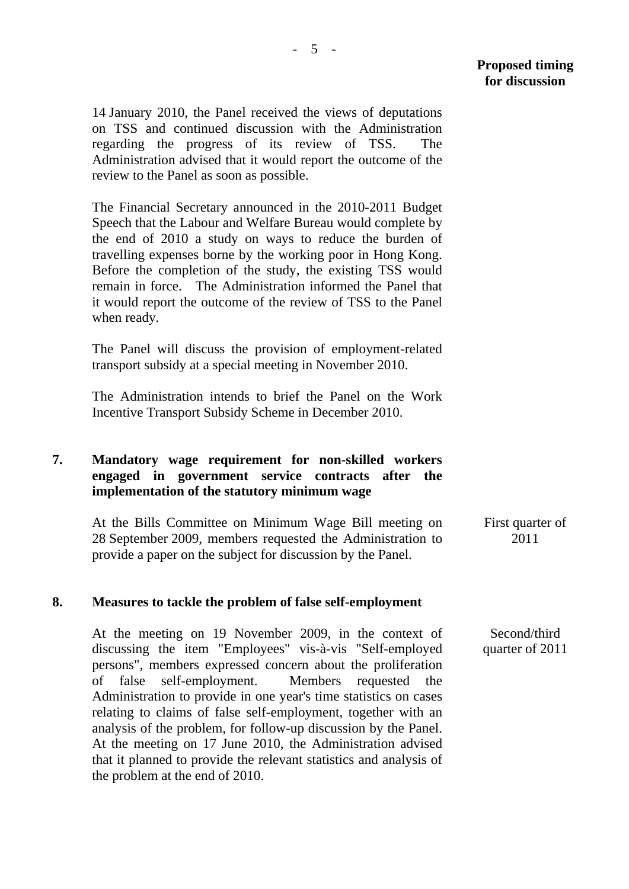**Proposed timing for discussion**

14 January 2010, the Panel received the views of deputations on TSS and continued discussion with the Administration regarding the progress of its review of TSS. The Administration advised that it would report the outcome of the review to the Panel as soon as possible.

The Financial Secretary announced in the 2010-2011 Budget Speech that the Labour and Welfare Bureau would complete by the end of 2010 a study on ways to reduce the burden of travelling expenses borne by the working poor in Hong Kong. Before the completion of the study, the existing TSS would remain in force. The Administration informed the Panel that it would report the outcome of the review of TSS to the Panel when ready.

The Panel will discuss the provision of employment-related transport subsidy at a special meeting in November 2010.

The Administration intends to brief the Panel on the Work Incentive Transport Subsidy Scheme in December 2010.

**7. Mandatory wage requirement for non-skilled workers engaged in government service contracts after the implementation of the statutory minimum wage**

At the Bills Committee on Minimum Wage Bill meeting on 28 September 2009, members requested the Administration to provide a paper on the subject for discussion by the Panel.

*Proposed timing for discussion:* First quarter of 2011

**8. Measures to tackle the problem of false self-employment**

At the meeting on 19 November 2009, in the context of discussing the item "Employees" vis-à-vis "Self-employed persons", members expressed concern about the proliferation of false self-employment. Members requested the Administration to provide in one year's time statistics on cases relating to claims of false self-employment, together with an analysis of the problem, for follow-up discussion by the Panel. At the meeting on 17 June 2010, the Administration advised that it planned to provide the relevant statistics and analysis of the problem at the end of 2010.

*Proposed timing for discussion:* Second/third quarter of 2011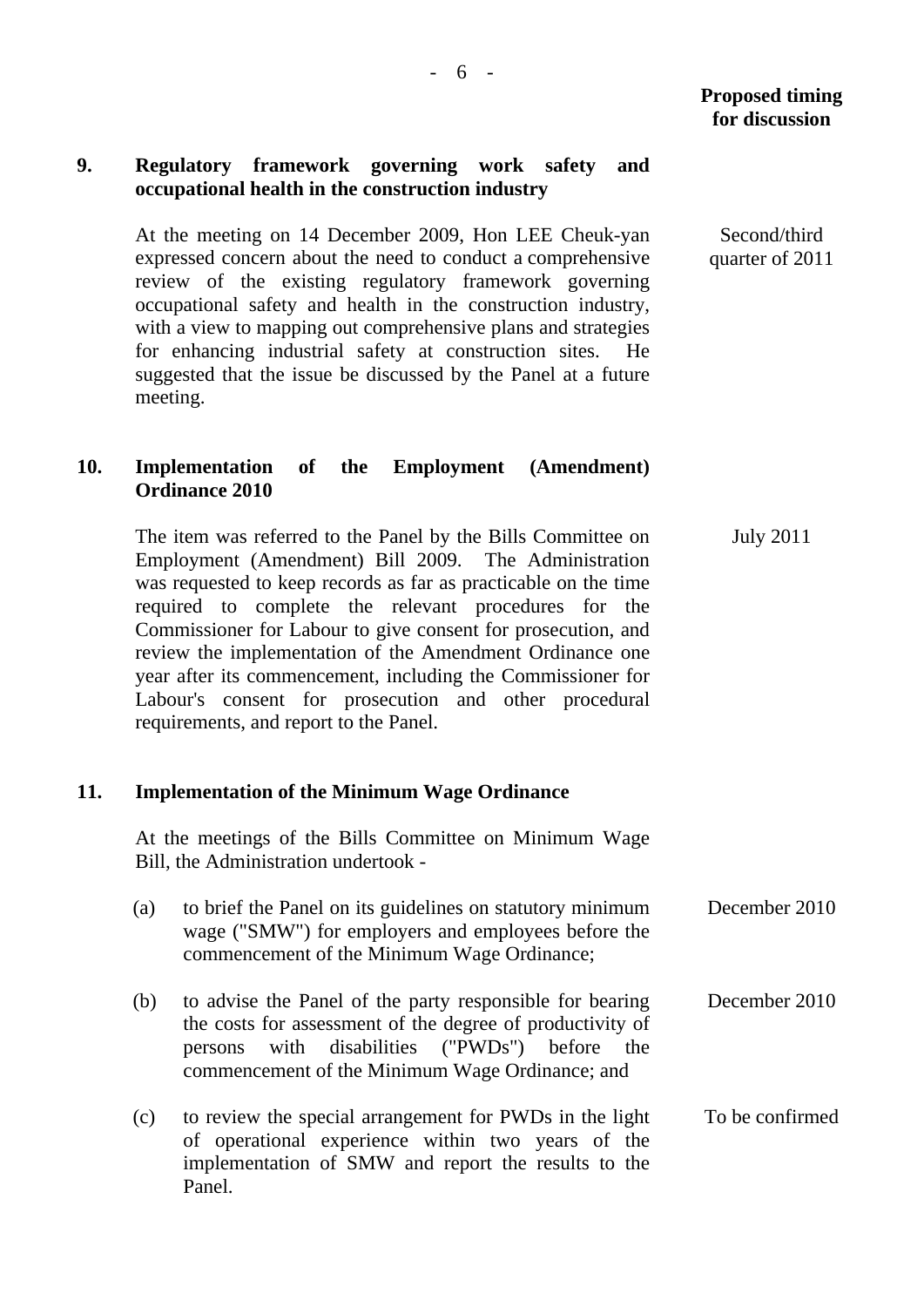**Proposed timing for discussion**

**9. Regulatory framework governing work safety and occupational health in the construction industry**

At the meeting on 14 December 2009, Hon LEE Cheuk-yan expressed concern about the need to conduct a comprehensive review of the existing regulatory framework governing occupational safety and health in the construction industry, with a view to mapping out comprehensive plans and strategies for enhancing industrial safety at construction sites. He suggested that the issue be discussed by the Panel at a future meeting.

*Proposed timing for discussion:* Second/third quarter of 2011

**10. Implementation of the Employment (Amendment) Ordinance 2010**

The item was referred to the Panel by the Bills Committee on Employment (Amendment) Bill 2009. The Administration was requested to keep records as far as practicable on the time required to complete the relevant procedures for the Commissioner for Labour to give consent for prosecution, and review the implementation of the Amendment Ordinance one year after its commencement, including the Commissioner for Labour's consent for prosecution and other procedural requirements, and report to the Panel.

*Proposed timing for discussion:* July 2011

**11. Implementation of the Minimum Wage Ordinance**

At the meetings of the Bills Committee on Minimum Wage Bill, the Administration undertook -

| | Proposed timing for discussion |
|---|---|
| (a) to brief the Panel on its guidelines on statutory minimum wage ("SMW") for employers and employees before the commencement of the Minimum Wage Ordinance; | December 2010 |
| (b) to advise the Panel of the party responsible for bearing the costs for assessment of the degree of productivity of persons with disabilities ("PWDs") before the commencement of the Minimum Wage Ordinance; and | December 2010 |
| (c) to review the special arrangement for PWDs in the light of operational experience within two years of the implementation of SMW and report the results to the Panel. | To be confirmed |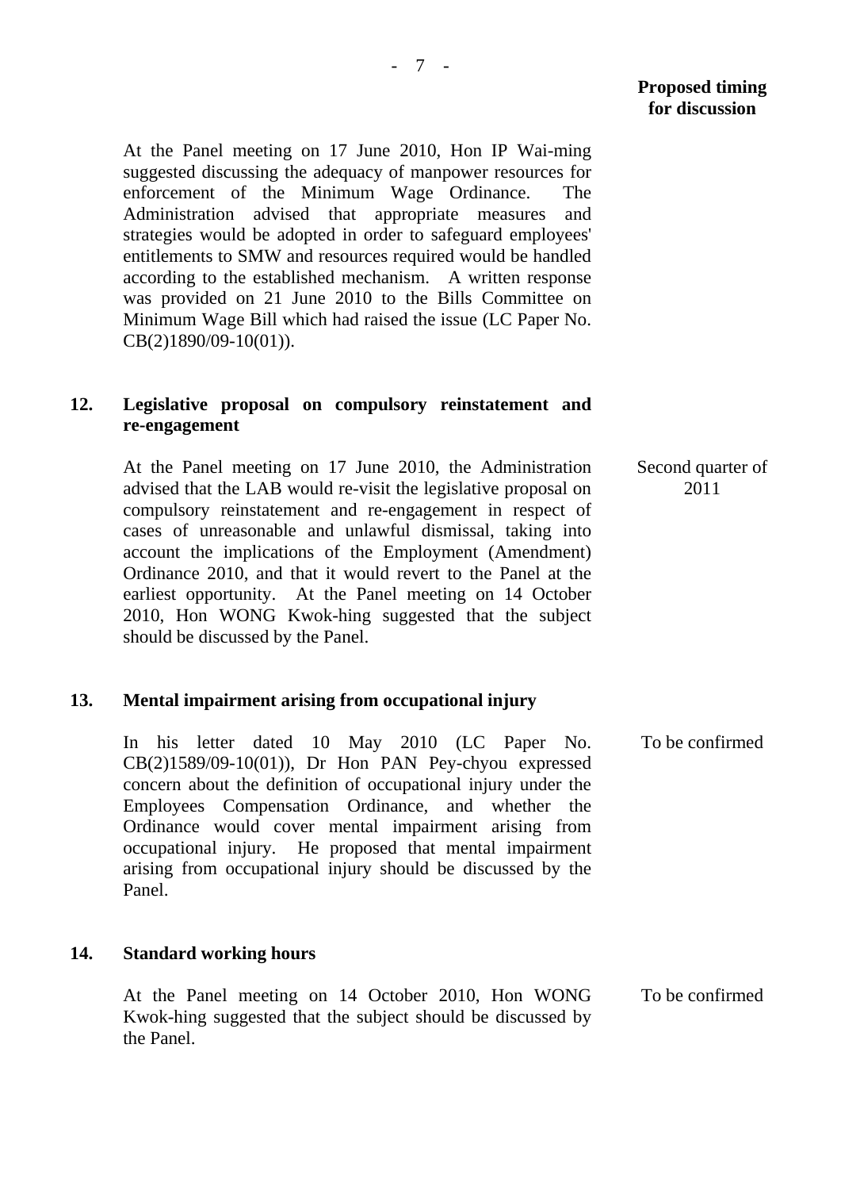**Proposed timing for discussion**

At the Panel meeting on 17 June 2010, Hon IP Wai-ming suggested discussing the adequacy of manpower resources for enforcement of the Minimum Wage Ordinance. The Administration advised that appropriate measures and strategies would be adopted in order to safeguard employees' entitlements to SMW and resources required would be handled according to the established mechanism. A written response was provided on 21 June 2010 to the Bills Committee on Minimum Wage Bill which had raised the issue (LC Paper No. CB(2)1890/09-10(01)).

**12. Legislative proposal on compulsory reinstatement and re-engagement**

At the Panel meeting on 17 June 2010, the Administration advised that the LAB would re-visit the legislative proposal on compulsory reinstatement and re-engagement in respect of cases of unreasonable and unlawful dismissal, taking into account the implications of the Employment (Amendment) Ordinance 2010, and that it would revert to the Panel at the earliest opportunity. At the Panel meeting on 14 October 2010, Hon WONG Kwok-hing suggested that the subject should be discussed by the Panel.

*Proposed timing:* Second quarter of 2011

**13. Mental impairment arising from occupational injury**

In his letter dated 10 May 2010 (LC Paper No. CB(2)1589/09-10(01)), Dr Hon PAN Pey-chyou expressed concern about the definition of occupational injury under the Employees Compensation Ordinance, and whether the Ordinance would cover mental impairment arising from occupational injury. He proposed that mental impairment arising from occupational injury should be discussed by the Panel.

*Proposed timing:* To be confirmed

**14. Standard working hours**

At the Panel meeting on 14 October 2010, Hon WONG Kwok-hing suggested that the subject should be discussed by the Panel.

*Proposed timing:* To be confirmed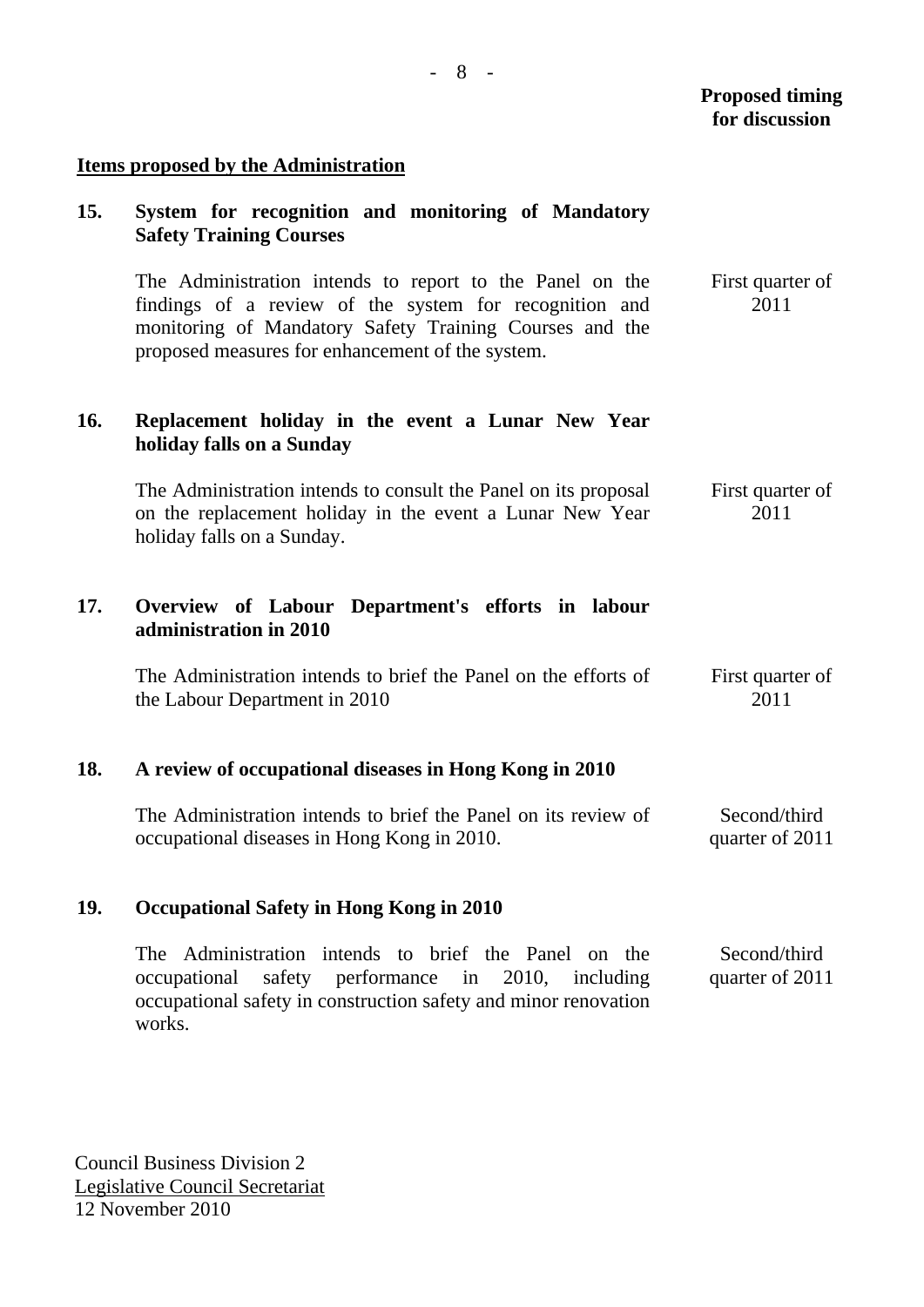**Proposed timing for discussion**

**Items proposed by the Administration**

**15. System for recognition and monitoring of Mandatory Safety Training Courses**

The Administration intends to report to the Panel on the findings of a review of the system for recognition and monitoring of Mandatory Safety Training Courses and the proposed measures for enhancement of the system. — First quarter of 2011

**16. Replacement holiday in the event a Lunar New Year holiday falls on a Sunday**

The Administration intends to consult the Panel on its proposal on the replacement holiday in the event a Lunar New Year holiday falls on a Sunday. — First quarter of 2011

**17. Overview of Labour Department's efforts in labour administration in 2010**

The Administration intends to brief the Panel on the efforts of the Labour Department in 2010 — First quarter of 2011

**18. A review of occupational diseases in Hong Kong in 2010**

The Administration intends to brief the Panel on its review of occupational diseases in Hong Kong in 2010. — Second/third quarter of 2011

**19. Occupational Safety in Hong Kong in 2010**

The Administration intends to brief the Panel on the occupational safety performance in 2010, including occupational safety in construction safety and minor renovation works. — Second/third quarter of 2011

Council Business Division 2
Legislative Council Secretariat
12 November 2010